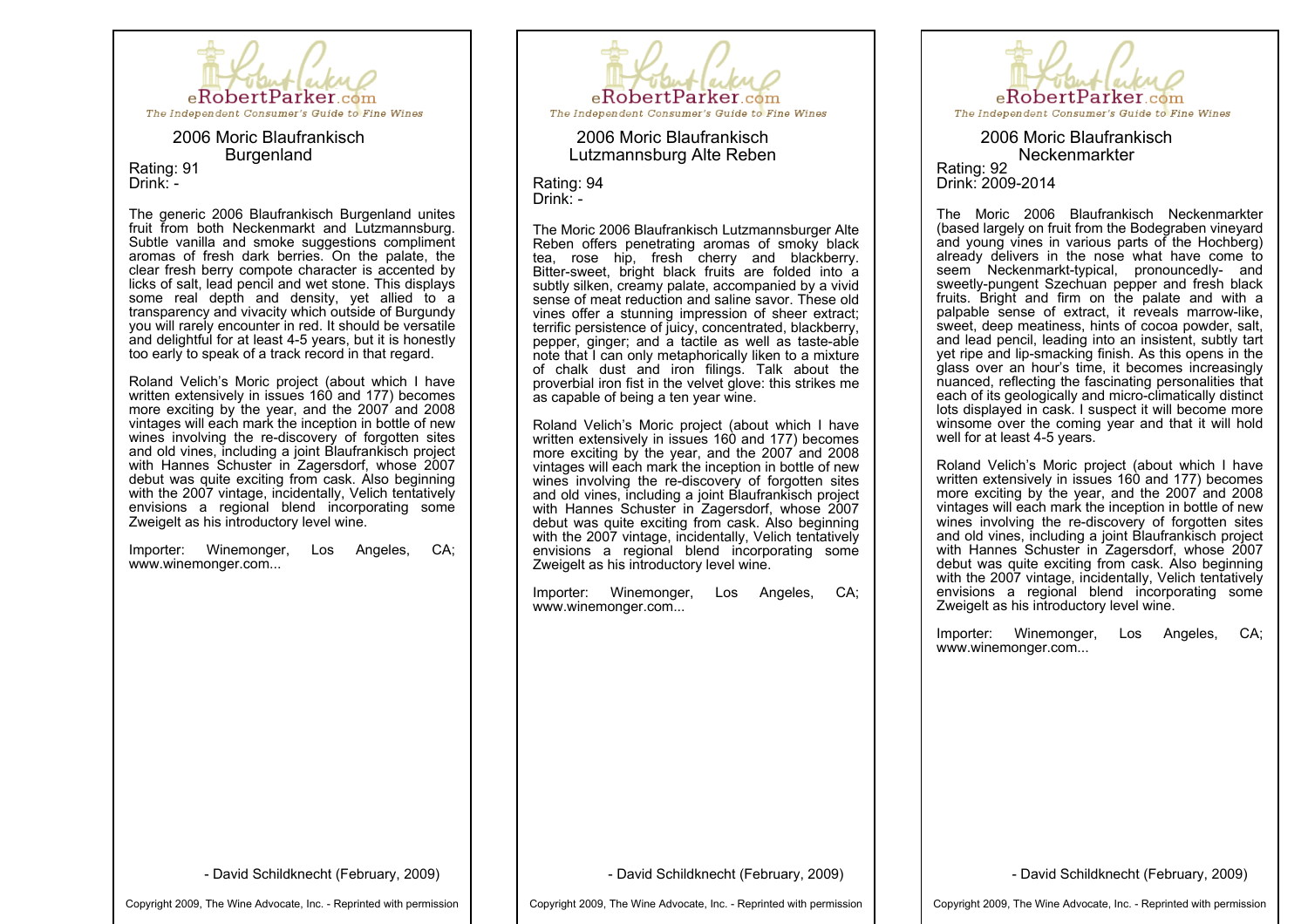eRobertParker.com

*The Independent Consumer's Guide to Fine Wines*

## 2006 Moric Blaufrankisch Burgenland

Rating: 91
Drink: -

The generic 2006 Blaufrankisch Burgenland unites fruit from both Neckenmarkt and Lutzmannsburg. Subtle vanilla and smoke suggestions compliment aromas of fresh dark berries. On the palate, the clear fresh berry compote character is accented by licks of salt, lead pencil and wet stone. This displays some real depth and density, yet allied to a transparency and vivacity which outside of Burgundy you will rarely encounter in red. It should be versatile and delightful for at least 4-5 years, but it is honestly too early to speak of a track record in that regard.

Roland Velich's Moric project (about which I have written extensively in issues 160 and 177) becomes more exciting by the year, and the 2007 and 2008 vintages will each mark the inception in bottle of new wines involving the re-discovery of forgotten sites and old vines, including a joint Blaufrankisch project with Hannes Schuster in Zagersdorf, whose 2007 debut was quite exciting from cask. Also beginning with the 2007 vintage, incidentally, Velich tentatively envisions a regional blend incorporating some Zweigelt as his introductory level wine.

Importer: Winemonger, Los Angeles, CA; www.winemonger.com...

- David Schildknecht (February, 2009)

Copyright 2009, The Wine Advocate, Inc. - Reprinted with permission

eRobertParker.com

*The Independent Consumer's Guide to Fine Wines*

## 2006 Moric Blaufrankisch Lutzmannsburg Alte Reben

Rating: 94
Drink: -

The Moric 2006 Blaufrankisch Lutzmannsburger Alte Reben offers penetrating aromas of smoky black tea, rose hip, fresh cherry and blackberry. Bitter-sweet, bright black fruits are folded into a subtly silken, creamy palate, accompanied by a vivid sense of meat reduction and saline savor. These old vines offer a stunning impression of sheer extract; terrific persistence of juicy, concentrated, blackberry, pepper, ginger; and a tactile as well as taste-able note that I can only metaphorically liken to a mixture of chalk dust and iron filings. Talk about the proverbial iron fist in the velvet glove: this strikes me as capable of being a ten year wine.

Roland Velich's Moric project (about which I have written extensively in issues 160 and 177) becomes more exciting by the year, and the 2007 and 2008 vintages will each mark the inception in bottle of new wines involving the re-discovery of forgotten sites and old vines, including a joint Blaufrankisch project with Hannes Schuster in Zagersdorf, whose 2007 debut was quite exciting from cask. Also beginning with the 2007 vintage, incidentally, Velich tentatively envisions a regional blend incorporating some Zweigelt as his introductory level wine.

Importer: Winemonger, Los Angeles, CA; www.winemonger.com...

- David Schildknecht (February, 2009)

Copyright 2009, The Wine Advocate, Inc. - Reprinted with permission

eRobertParker.com

*The Independent Consumer's Guide to Fine Wines*

## 2006 Moric Blaufrankisch Neckenmarkter

Rating: 92
Drink: 2009-2014

The Moric 2006 Blaufrankisch Neckenmarkter (based largely on fruit from the Bodegraben vineyard and young vines in various parts of the Hochberg) already delivers in the nose what have come to seem Neckenmarkt-typical, pronouncedly- and sweetly-pungent Szechuan pepper and fresh black fruits. Bright and firm on the palate and with a palpable sense of extract, it reveals marrow-like, sweet, deep meatiness, hints of cocoa powder, salt, and lead pencil, leading into an insistent, subtly tart yet ripe and lip-smacking finish. As this opens in the glass over an hour's time, it becomes increasingly nuanced, reflecting the fascinating personalities that each of its geologically and micro-climatically distinct lots displayed in cask. I suspect it will become more winsome over the coming year and that it will hold well for at least 4-5 years.

Roland Velich's Moric project (about which I have written extensively in issues 160 and 177) becomes more exciting by the year, and the 2007 and 2008 vintages will each mark the inception in bottle of new wines involving the re-discovery of forgotten sites and old vines, including a joint Blaufrankisch project with Hannes Schuster in Zagersdorf, whose 2007 debut was quite exciting from cask. Also beginning with the 2007 vintage, incidentally, Velich tentatively envisions a regional blend incorporating some Zweigelt as his introductory level wine.

Importer: Winemonger, Los Angeles, CA; www.winemonger.com...

- David Schildknecht (February, 2009)

Copyright 2009, The Wine Advocate, Inc. - Reprinted with permission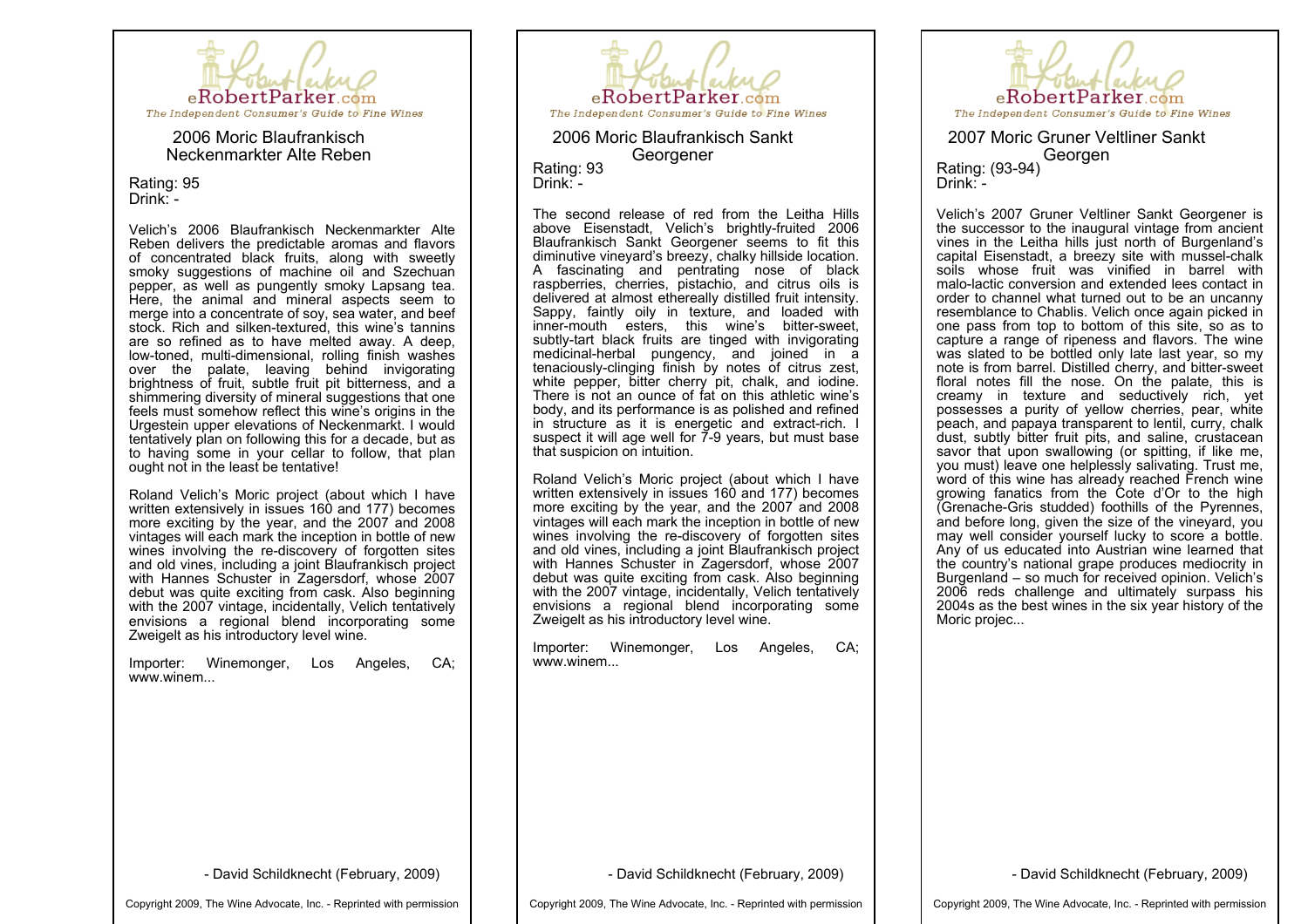# 2006 Moric Blaufrankisch Neckenmarkter Alte Reben

Rating: 95
Drink: -

Velich's 2006 Blaufrankisch Neckenmarkter Alte Reben delivers the predictable aromas and flavors of concentrated black fruits, along with sweetly smoky suggestions of machine oil and Szechuan pepper, as well as pungently smoky Lapsang tea. Here, the animal and mineral aspects seem to merge into a concentrate of soy, sea water, and beef stock. Rich and silken-textured, this wine's tannins are so refined as to have melted away. A deep, low-toned, multi-dimensional, rolling finish washes over the palate, leaving behind invigorating brightness of fruit, subtle fruit pit bitterness, and a shimmering diversity of mineral suggestions that one feels must somehow reflect this wine's origins in the Urgestein upper elevations of Neckenmarkt. I would tentatively plan on following this for a decade, but as to having some in your cellar to follow, that plan ought not in the least be tentative!

Roland Velich's Moric project (about which I have written extensively in issues 160 and 177) becomes more exciting by the year, and the 2007 and 2008 vintages will each mark the inception in bottle of new wines involving the re-discovery of forgotten sites and old vines, including a joint Blaufrankisch project with Hannes Schuster in Zagersdorf, whose 2007 debut was quite exciting from cask. Also beginning with the 2007 vintage, incidentally, Velich tentatively envisions a regional blend incorporating some Zweigelt as his introductory level wine.

Importer: Winemonger, Los Angeles, CA; www.winem...

- David Schildknecht (February, 2009)

Copyright 2009, The Wine Advocate, Inc. - Reprinted with permission

# 2006 Moric Blaufrankisch Sankt Georgener

Rating: 93
Drink: -

The second release of red from the Leitha Hills above Eisenstadt, Velich's brightly-fruited 2006 Blaufrankisch Sankt Georgener seems to fit this diminutive vineyard's breezy, chalky hillside location. A fascinating and pentrating nose of black raspberries, cherries, pistachio, and citrus oils is delivered at almost ethereally distilled fruit intensity. Sappy, faintly oily in texture, and loaded with inner-mouth esters, this wine's bitter-sweet, subtly-tart black fruits are tinged with invigorating medicinal-herbal pungency, and joined in a tenaciously-clinging finish by notes of citrus zest, white pepper, bitter cherry pit, chalk, and iodine. There is not an ounce of fat on this athletic wine's body, and its performance is as polished and refined in structure as it is energetic and extract-rich. I suspect it will age well for 7-9 years, but must base that suspicion on intuition.

Roland Velich's Moric project (about which I have written extensively in issues 160 and 177) becomes more exciting by the year, and the 2007 and 2008 vintages will each mark the inception in bottle of new wines involving the re-discovery of forgotten sites and old vines, including a joint Blaufrankisch project with Hannes Schuster in Zagersdorf, whose 2007 debut was quite exciting from cask. Also beginning with the 2007 vintage, incidentally, Velich tentatively envisions a regional blend incorporating some Zweigelt as his introductory level wine.

Importer: Winemonger, Los Angeles, CA; www.winem...

- David Schildknecht (February, 2009)

Copyright 2009, The Wine Advocate, Inc. - Reprinted with permission

# 2007 Moric Gruner Veltliner Sankt Georgen

Rating: (93-94)
Drink: -

Velich's 2007 Gruner Veltliner Sankt Georgener is the successor to the inaugural vintage from ancient vines in the Leitha hills just north of Burgenland's capital Eisenstadt, a breezy site with mussel-chalk soils whose fruit was vinified in barrel with malo-lactic conversion and extended lees contact in order to channel what turned out to be an uncanny resemblance to Chablis. Velich once again picked in one pass from top to bottom of this site, so as to capture a range of ripeness and flavors. The wine was slated to be bottled only late last year, so my note is from barrel. Distilled cherry, and bitter-sweet floral notes fill the nose. On the palate, this is creamy in texture and seductively rich, yet possesses a purity of yellow cherries, pear, white peach, and papaya transparent to lentil, curry, chalk dust, subtly bitter fruit pits, and saline, crustacean savor that upon swallowing (or spitting, if like me, you must) leave one helplessly salivating. Trust me, word of this wine has already reached French wine growing fanatics from the Cote d'Or to the high (Grenache-Gris studded) foothills of the Pyrenes, and before long, given the size of the vineyard, you may well consider yourself lucky to score a bottle. Any of us educated into Austrian wine learned that the country's national grape produces mediocrity in Burgenland – so much for received opinion. Velich's 2006 reds challenge and ultimately surpass his 2004s as the best wines in the six year history of the Moric projec...

- David Schildknecht (February, 2009)

Copyright 2009, The Wine Advocate, Inc. - Reprinted with permission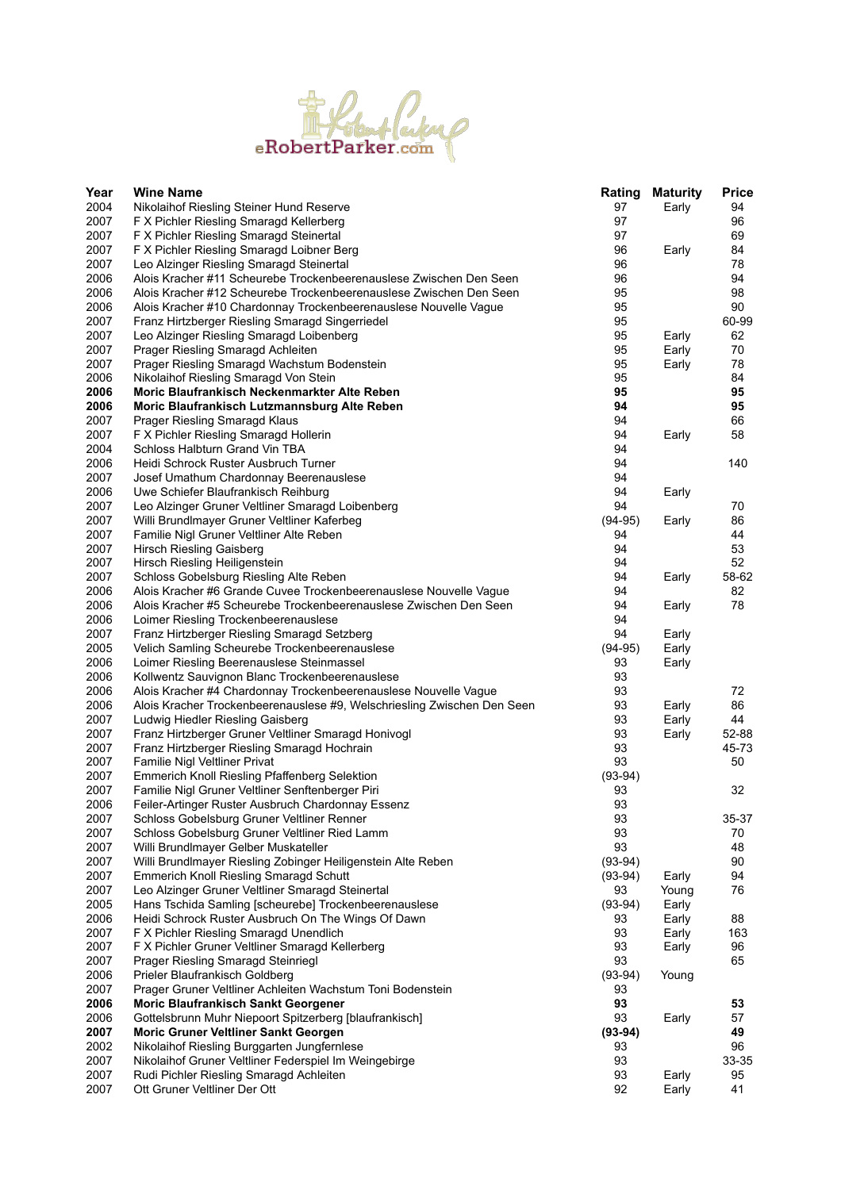eRobertParker.com

| Year | Wine Name | Rating | Maturity | Price |
|---|---|---|---|---|
| 2004 | Nikolaihof Riesling Steiner Hund Reserve | 97 | Early | 94 |
| 2007 | F X Pichler Riesling Smaragd Kellerberg | 97 | | 96 |
| 2007 | F X Pichler Riesling Smaragd Steinertal | 97 | | 69 |
| 2007 | F X Pichler Riesling Smaragd Loibner Berg | 96 | Early | 84 |
| 2007 | Leo Alzinger Riesling Smaragd Steinertal | 96 | | 78 |
| 2006 | Alois Kracher #11 Scheurebe Trockenbeerenauslese Zwischen Den Seen | 96 | | 94 |
| 2006 | Alois Kracher #12 Scheurebe Trockenbeerenauslese Zwischen Den Seen | 95 | | 98 |
| 2006 | Alois Kracher #10 Chardonnay Trockenbeerenauslese Nouvelle Vague | 95 | | 90 |
| 2007 | Franz Hirtzberger Riesling Smaragd Singerriedel | 95 | | 60-99 |
| 2007 | Leo Alzinger Riesling Smaragd Loibenberg | 95 | Early | 62 |
| 2007 | Prager Riesling Smaragd Achleiten | 95 | Early | 70 |
| 2007 | Prager Riesling Smaragd Wachstum Bodenstein | 95 | Early | 78 |
| 2006 | Nikolaihof Riesling Smaragd Von Stein | 95 | | 84 |
| **2006** | **Moric Blaufrankisch Neckenmarkter Alte Reben** | **95** | | **95** |
| **2006** | **Moric Blaufrankisch Lutzmannsburg Alte Reben** | **94** | | **95** |
| 2007 | Prager Riesling Smaragd Klaus | 94 | | 66 |
| 2007 | F X Pichler Riesling Smaragd Hollerin | 94 | Early | 58 |
| 2004 | Schloss Halbturn Grand Vin TBA | 94 | | |
| 2006 | Heidi Schrock Ruster Ausbruch Turner | 94 | | 140 |
| 2007 | Josef Umathum Chardonnay Beerenauslese | 94 | | |
| 2006 | Uwe Schiefer Blaufrankisch Reihburg | 94 | Early | |
| 2007 | Leo Alzinger Gruner Veltliner Smaragd Loibenberg | 94 | | 70 |
| 2007 | Willi Brundlmayer Gruner Veltliner Kaferbeg | (94-95) | Early | 86 |
| 2007 | Familie Nigl Gruner Veltliner Alte Reben | 94 | | 44 |
| 2007 | Hirsch Riesling Gaisberg | 94 | | 53 |
| 2007 | Hirsch Riesling Heiligenstein | 94 | | 52 |
| 2007 | Schloss Gobelsburg Riesling Alte Reben | 94 | Early | 58-62 |
| 2006 | Alois Kracher #6 Grande Cuvee Trockenbeerenauslese Nouvelle Vague | 94 | | 82 |
| 2006 | Alois Kracher #5 Scheurebe Trockenbeerenauslese Zwischen Den Seen | 94 | Early | 78 |
| 2006 | Loimer Riesling Trockenbeerenauslese | 94 | | |
| 2007 | Franz Hirtzberger Riesling Smaragd Setzberg | 94 | Early | |
| 2005 | Velich Samling Scheurebe Trockenbeerenauslese | (94-95) | Early | |
| 2006 | Loimer Riesling Beerenauslese Steinmassel | 93 | Early | |
| 2006 | Kollwentz Sauvignon Blanc Trockenbeerenauslese | 93 | | |
| 2006 | Alois Kracher #4 Chardonnay Trockenbeerenauslese Nouvelle Vague | 93 | | 72 |
| 2006 | Alois Kracher Trockenbeerenauslese #9, Welschriesling Zwischen Den Seen | 93 | Early | 86 |
| 2007 | Ludwig Hiedler Riesling Gaisberg | 93 | Early | 44 |
| 2007 | Franz Hirtzberger Gruner Veltliner Smaragd Honivogl | 93 | Early | 52-88 |
| 2007 | Franz Hirtzberger Riesling Smaragd Hochrain | 93 | | 45-73 |
| 2007 | Familie Nigl Veltliner Privat | 93 | | 50 |
| 2007 | Emmerich Knoll Riesling Pfaffenberg Selektion | (93-94) | | |
| 2007 | Familie Nigl Gruner Veltliner Senftenberger Piri | 93 | | 32 |
| 2006 | Feiler-Artinger Ruster Ausbruch Chardonnay Essenz | 93 | | |
| 2007 | Schloss Gobelsburg Gruner Veltliner Renner | 93 | | 35-37 |
| 2007 | Schloss Gobelsburg Gruner Veltliner Ried Lamm | 93 | | 70 |
| 2007 | Willi Brundlmayer Gelber Muskateller | 93 | | 48 |
| 2007 | Willi Brundlmayer Riesling Zobinger Heiligenstein Alte Reben | (93-94) | | 90 |
| 2007 | Emmerich Knoll Riesling Smaragd Schutt | (93-94) | Early | 94 |
| 2007 | Leo Alzinger Gruner Veltliner Smaragd Steinertal | 93 | Young | 76 |
| 2005 | Hans Tschida Samling [scheurebe] Trockenbeerenauslese | (93-94) | Early | |
| 2006 | Heidi Schrock Ruster Ausbruch On The Wings Of Dawn | 93 | Early | 88 |
| 2007 | F X Pichler Riesling Smaragd Unendlich | 93 | Early | 163 |
| 2007 | F X Pichler Gruner Veltliner Smaragd Kellerberg | 93 | Early | 96 |
| 2007 | Prager Riesling Smaragd Steinriegl | 93 | | 65 |
| 2006 | Prieler Blaufrankisch Goldberg | (93-94) | Young | |
| 2007 | Prager Gruner Veltliner Achleiten Wachstum Toni Bodenstein | 93 | | |
| **2006** | **Moric Blaufrankisch Sankt Georgener** | **93** | | **53** |
| 2006 | Gottelsbrunn Muhr Niepoort Spitzerberg [blaufrankisch] | 93 | Early | 57 |
| **2007** | **Moric Gruner Veltliner Sankt Georgen** | **(93-94)** | | **49** |
| 2002 | Nikolaihof Riesling Burggarten Jungfernlese | 93 | | 96 |
| 2007 | Nikolaihof Gruner Veltliner Federspiel Im Weingebirge | 93 | | 33-35 |
| 2007 | Rudi Pichler Riesling Smaragd Achleiten | 93 | Early | 95 |
| 2007 | Ott Gruner Veltliner Der Ott | 92 | Early | 41 |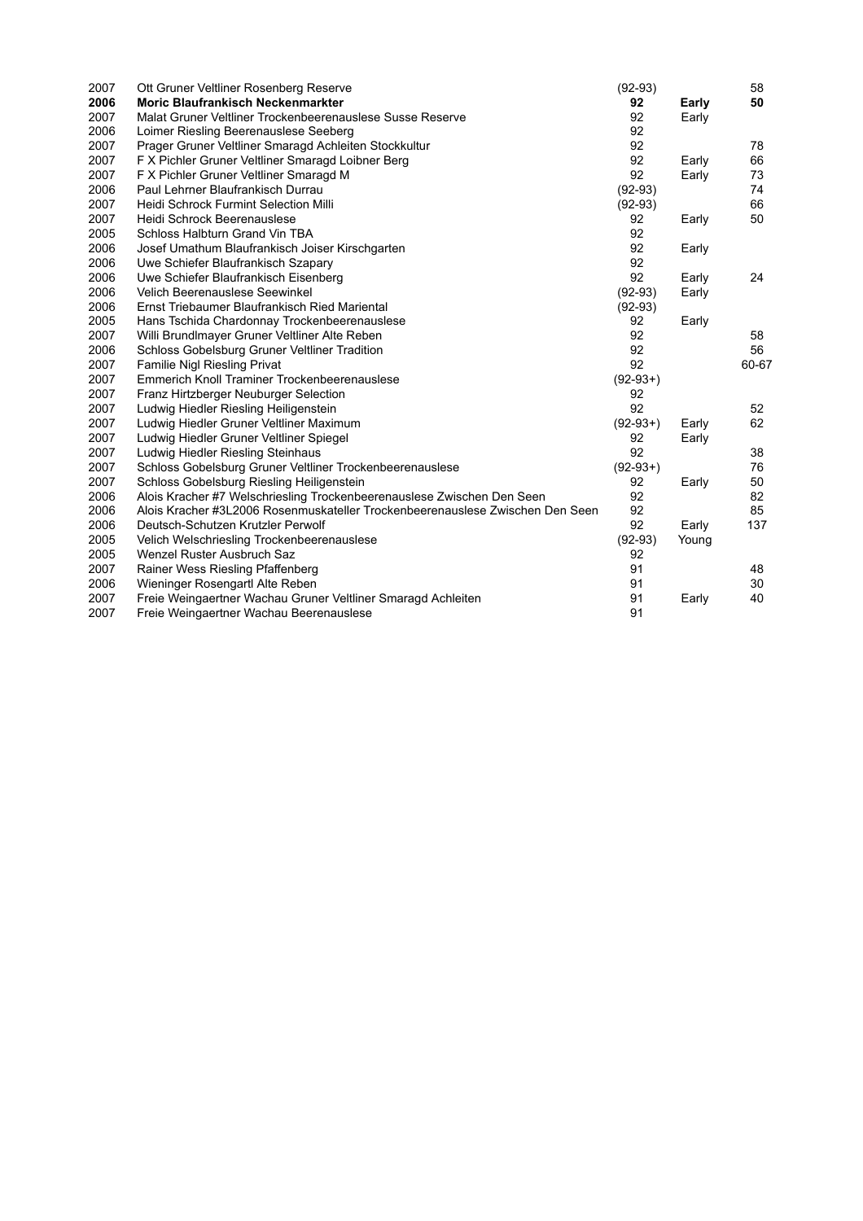| | | | | |
|---|---|---|---|---|
| 2007 | Ott Gruner Veltliner Rosenberg Reserve | (92-93) | | 58 |
| **2006** | **Moric Blaufrankisch Neckenmarkter** | **92** | **Early** | **50** |
| 2007 | Malat Gruner Veltliner Trockenbeerenauslese Susse Reserve | 92 | Early | |
| 2006 | Loimer Riesling Beerenauslese Seeberg | 92 | | |
| 2007 | Prager Gruner Veltliner Smaragd Achleiten Stockkultur | 92 | | 78 |
| 2007 | F X Pichler Gruner Veltliner Smaragd Loibner Berg | 92 | Early | 66 |
| 2007 | F X Pichler Gruner Veltliner Smaragd M | 92 | Early | 73 |
| 2006 | Paul Lehrner Blaufrankisch Durrau | (92-93) | | 74 |
| 2007 | Heidi Schrock Furmint Selection Milli | (92-93) | | 66 |
| 2007 | Heidi Schrock Beerenauslese | 92 | Early | 50 |
| 2005 | Schloss Halbturn Grand Vin TBA | 92 | | |
| 2006 | Josef Umathum Blaufrankisch Joiser Kirschgarten | 92 | Early | |
| 2006 | Uwe Schiefer Blaufrankisch Szapary | 92 | | |
| 2006 | Uwe Schiefer Blaufrankisch Eisenberg | 92 | Early | 24 |
| 2006 | Velich Beerenauslese Seewinkel | (92-93) | Early | |
| 2006 | Ernst Triebaumer Blaufrankisch Ried Mariental | (92-93) | | |
| 2005 | Hans Tschida Chardonnay Trockenbeerenauslese | 92 | Early | |
| 2007 | Willi Brundlmayer Gruner Veltliner Alte Reben | 92 | | 58 |
| 2006 | Schloss Gobelsburg Gruner Veltliner Tradition | 92 | | 56 |
| 2007 | Familie Nigl Riesling Privat | 92 | | 60-67 |
| 2007 | Emmerich Knoll Traminer Trockenbeerenauslese | (92-93+) | | |
| 2007 | Franz Hirtzberger Neuburger Selection | 92 | | |
| 2007 | Ludwig Hiedler Riesling Heiligenstein | 92 | | 52 |
| 2007 | Ludwig Hiedler Gruner Veltliner Maximum | (92-93+) | Early | 62 |
| 2007 | Ludwig Hiedler Gruner Veltliner Spiegel | 92 | Early | |
| 2007 | Ludwig Hiedler Riesling Steinhaus | 92 | | 38 |
| 2007 | Schloss Gobelsburg Gruner Veltliner Trockenbeerenauslese | (92-93+) | | 76 |
| 2007 | Schloss Gobelsburg Riesling Heiligenstein | 92 | Early | 50 |
| 2006 | Alois Kracher #7 Welschriesling Trockenbeerenauslese Zwischen Den Seen | 92 | | 82 |
| 2006 | Alois Kracher #3L2006 Rosenmuskateller Trockenbeerenauslese Zwischen Den Seen | 92 | | 85 |
| 2006 | Deutsch-Schutzen Krutzler Perwolf | 92 | Early | 137 |
| 2005 | Velich Welschriesling Trockenbeerenauslese | (92-93) | Young | |
| 2005 | Wenzel Ruster Ausbruch Saz | 92 | | |
| 2007 | Rainer Wess Riesling Pfaffenberg | 91 | | 48 |
| 2006 | Wieninger Rosengartl Alte Reben | 91 | | 30 |
| 2007 | Freie Weingaertner Wachau Gruner Veltliner Smaragd Achleiten | 91 | Early | 40 |
| 2007 | Freie Weingaertner Wachau Beerenauslese | 91 | | |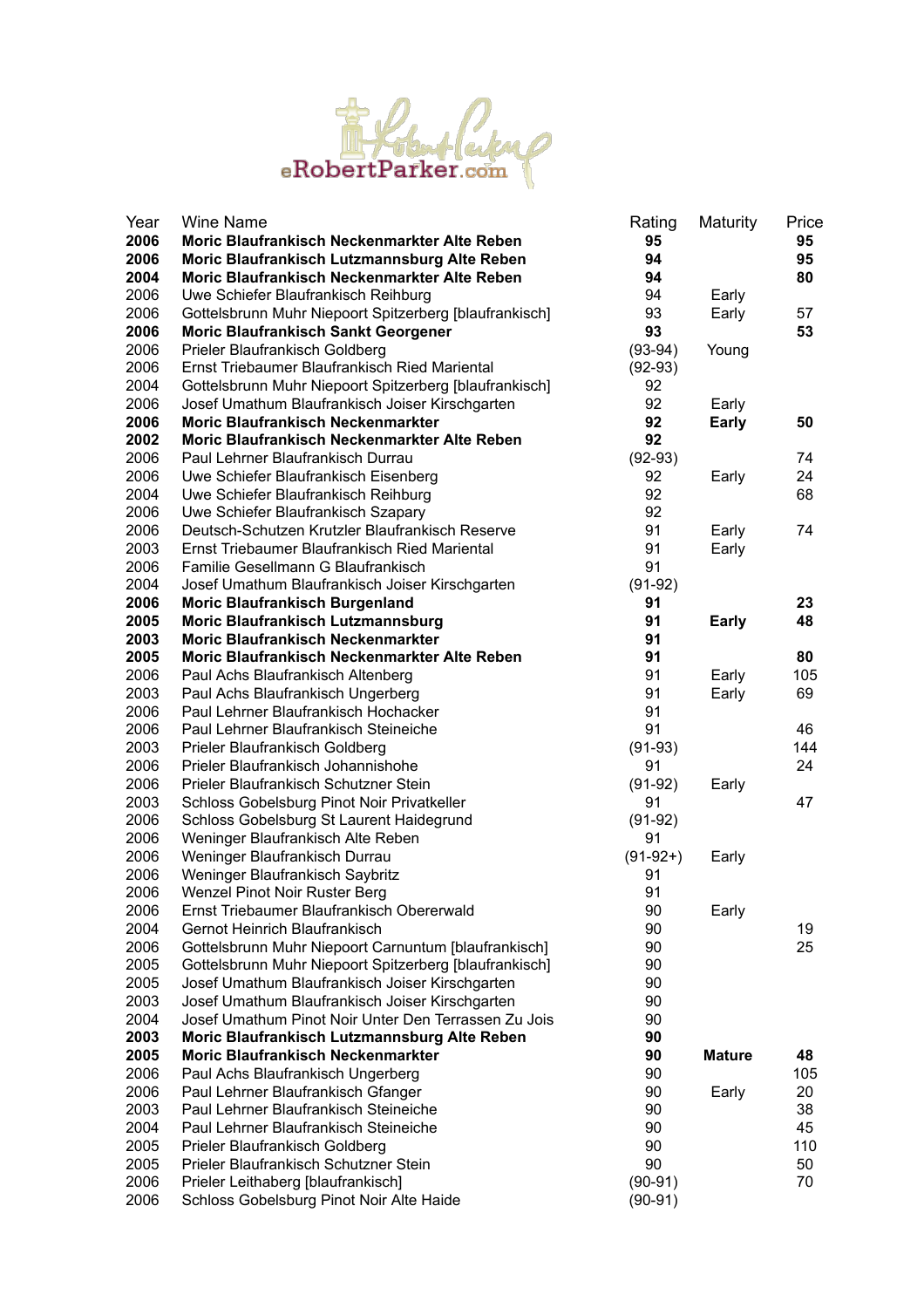eRobertParker.com

| Year | Wine Name | Rating | Maturity | Price |
|---|---|---|---|---|
| **2006** | **Moric Blaufrankisch Neckenmarkter Alte Reben** | **95** | | **95** |
| **2006** | **Moric Blaufrankisch Lutzmannsburg Alte Reben** | **94** | | **95** |
| **2004** | **Moric Blaufrankisch Neckenmarkter Alte Reben** | **94** | | **80** |
| 2006 | Uwe Schiefer Blaufrankisch Reihburg | 94 | Early | |
| 2006 | Gottelsbrunn Muhr Niepoort Spitzerberg [blaufrankisch] | 93 | Early | 57 |
| **2006** | **Moric Blaufrankisch Sankt Georgener** | **93** | | **53** |
| 2006 | Prieler Blaufrankisch Goldberg | (93-94) | Young | |
| 2006 | Ernst Triebaumer Blaufrankisch Ried Mariental | (92-93) | | |
| 2004 | Gottelsbrunn Muhr Niepoort Spitzerberg [blaufrankisch] | 92 | | |
| 2006 | Josef Umathum Blaufrankisch Joiser Kirschgarten | 92 | Early | |
| **2006** | **Moric Blaufrankisch Neckenmarkter** | **92** | **Early** | **50** |
| **2002** | **Moric Blaufrankisch Neckenmarkter Alte Reben** | **92** | | |
| 2006 | Paul Lehrner Blaufrankisch Durrau | (92-93) | | 74 |
| 2006 | Uwe Schiefer Blaufrankisch Eisenberg | 92 | Early | 24 |
| 2004 | Uwe Schiefer Blaufrankisch Reihburg | 92 | | 68 |
| 2006 | Uwe Schiefer Blaufrankisch Szapary | 92 | | |
| 2006 | Deutsch-Schutzen Krutzler Blaufrankisch Reserve | 91 | Early | 74 |
| 2003 | Ernst Triebaumer Blaufrankisch Ried Mariental | 91 | Early | |
| 2006 | Familie Gesellmann G Blaufrankisch | 91 | | |
| 2004 | Josef Umathum Blaufrankisch Joiser Kirschgarten | (91-92) | | |
| **2006** | **Moric Blaufrankisch Burgenland** | **91** | | **23** |
| **2005** | **Moric Blaufrankisch Lutzmannsburg** | **91** | **Early** | **48** |
| **2003** | **Moric Blaufrankisch Neckenmarkter** | **91** | | |
| **2005** | **Moric Blaufrankisch Neckenmarkter Alte Reben** | **91** | | **80** |
| 2006 | Paul Achs Blaufrankisch Altenberg | 91 | Early | 105 |
| 2003 | Paul Achs Blaufrankisch Ungerberg | 91 | Early | 69 |
| 2006 | Paul Lehrner Blaufrankisch Hochacker | 91 | | |
| 2006 | Paul Lehrner Blaufrankisch Steineiche | 91 | | 46 |
| 2003 | Prieler Blaufrankisch Goldberg | (91-93) | | 144 |
| 2006 | Prieler Blaufrankisch Johannishohe | 91 | | 24 |
| 2006 | Prieler Blaufrankisch Schutzner Stein | (91-92) | Early | |
| 2003 | Schloss Gobelsburg Pinot Noir Privatkeller | 91 | | 47 |
| 2006 | Schloss Gobelsburg St Laurent Haidegrund | (91-92) | | |
| 2006 | Weninger Blaufrankisch Alte Reben | 91 | | |
| 2006 | Weninger Blaufrankisch Durrau | (91-92+) | Early | |
| 2006 | Weninger Blaufrankisch Saybritz | 91 | | |
| 2006 | Wenzel Pinot Noir Ruster Berg | 91 | | |
| 2006 | Ernst Triebaumer Blaufrankisch Obererwald | 90 | Early | |
| 2004 | Gernot Heinrich Blaufrankisch | 90 | | 19 |
| 2006 | Gottelsbrunn Muhr Niepoort Carnuntum [blaufrankisch] | 90 | | 25 |
| 2005 | Gottelsbrunn Muhr Niepoort Spitzerberg [blaufrankisch] | 90 | | |
| 2005 | Josef Umathum Blaufrankisch Joiser Kirschgarten | 90 | | |
| 2003 | Josef Umathum Blaufrankisch Joiser Kirschgarten | 90 | | |
| 2004 | Josef Umathum Pinot Noir Unter Den Terrassen Zu Jois | 90 | | |
| **2003** | **Moric Blaufrankisch Lutzmannsburg Alte Reben** | **90** | | |
| **2005** | **Moric Blaufrankisch Neckenmarkter** | **90** | **Mature** | **48** |
| 2006 | Paul Achs Blaufrankisch Ungerberg | 90 | | 105 |
| 2006 | Paul Lehrner Blaufrankisch Gfanger | 90 | Early | 20 |
| 2003 | Paul Lehrner Blaufrankisch Steineiche | 90 | | 38 |
| 2004 | Paul Lehrner Blaufrankisch Steineiche | 90 | | 45 |
| 2005 | Prieler Blaufrankisch Goldberg | 90 | | 110 |
| 2005 | Prieler Blaufrankisch Schutzner Stein | 90 | | 50 |
| 2006 | Prieler Leithaberg [blaufrankisch] | (90-91) | | 70 |
| 2006 | Schloss Gobelsburg Pinot Noir Alte Haide | (90-91) | | |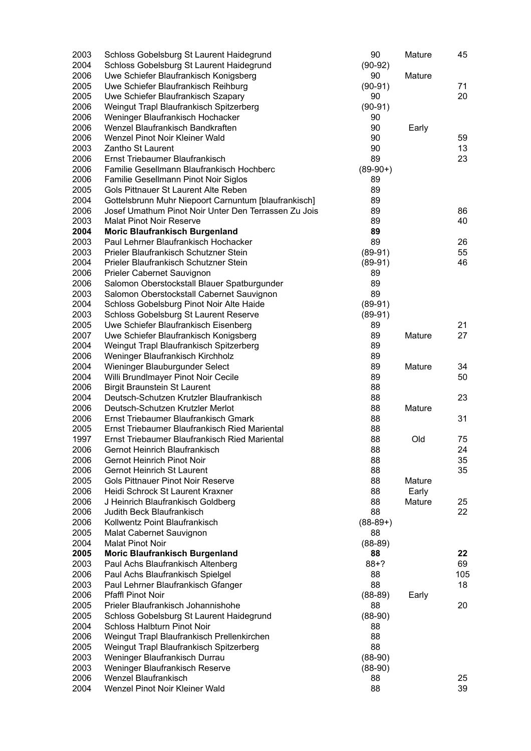| | | | | |
|---|---|---|---|---|
| 2003 | Schloss Gobelsburg St Laurent Haidegrund | 90 | Mature | 45 |
| 2004 | Schloss Gobelsburg St Laurent Haidegrund | (90-92) | | |
| 2006 | Uwe Schiefer Blaufrankisch Konigsberg | 90 | Mature | |
| 2005 | Uwe Schiefer Blaufrankisch Reihburg | (90-91) | | 71 |
| 2005 | Uwe Schiefer Blaufrankisch Szapary | 90 | | 20 |
| 2006 | Weingut Trapl Blaufrankisch Spitzerberg | (90-91) | | |
| 2006 | Weninger Blaufrankisch Hochacker | 90 | | |
| 2006 | Wenzel Blaufrankisch Bandkraften | 90 | Early | |
| 2006 | Wenzel Pinot Noir Kleiner Wald | 90 | | 59 |
| 2003 | Zantho St Laurent | 90 | | 13 |
| 2006 | Ernst Triebaumer Blaufrankisch | 89 | | 23 |
| 2006 | Familie Gesellmann Blaufrankisch Hochberc | (89-90+) | | |
| 2006 | Familie Gesellmann Pinot Noir Siglos | 89 | | |
| 2005 | Gols Pittnauer St Laurent Alte Reben | 89 | | |
| 2004 | Gottelsbrunn Muhr Niepoort Carnuntum [blaufrankisch] | 89 | | |
| 2006 | Josef Umathum Pinot Noir Unter Den Terrassen Zu Jois | 89 | | 86 |
| 2003 | Malat Pinot Noir Reserve | 89 | | 40 |
| **2004** | **Moric Blaufrankisch Burgenland** | **89** | | |
| 2003 | Paul Lehrner Blaufrankisch Hochacker | 89 | | 26 |
| 2003 | Prieler Blaufrankisch Schutzner Stein | (89-91) | | 55 |
| 2004 | Prieler Blaufrankisch Schutzner Stein | (89-91) | | 46 |
| 2006 | Prieler Cabernet Sauvignon | 89 | | |
| 2006 | Salomon Oberstockstall Blauer Spatburgunder | 89 | | |
| 2003 | Salomon Oberstockstall Cabernet Sauvignon | 89 | | |
| 2004 | Schloss Gobelsburg Pinot Noir Alte Haide | (89-91) | | |
| 2003 | Schloss Gobelsburg St Laurent Reserve | (89-91) | | |
| 2005 | Uwe Schiefer Blaufrankisch Eisenberg | 89 | | 21 |
| 2007 | Uwe Schiefer Blaufrankisch Konigsberg | 89 | Mature | 27 |
| 2004 | Weingut Trapl Blaufrankisch Spitzerberg | 89 | | |
| 2006 | Weninger Blaufrankisch Kirchholz | 89 | | |
| 2004 | Wieninger Blauburgunder Select | 89 | Mature | 34 |
| 2004 | Willi Brundlmayer Pinot Noir Cecile | 89 | | 50 |
| 2006 | Birgit Braunstein St Laurent | 88 | | |
| 2004 | Deutsch-Schutzen Krutzler Blaufrankisch | 88 | | 23 |
| 2006 | Deutsch-Schutzen Krutzler Merlot | 88 | Mature | |
| 2006 | Ernst Triebaumer Blaufrankisch Gmark | 88 | | 31 |
| 2005 | Ernst Triebaumer Blaufrankisch Ried Mariental | 88 | | |
| 1997 | Ernst Triebaumer Blaufrankisch Ried Mariental | 88 | Old | 75 |
| 2006 | Gernot Heinrich Blaufrankisch | 88 | | 24 |
| 2006 | Gernot Heinrich Pinot Noir | 88 | | 35 |
| 2006 | Gernot Heinrich St Laurent | 88 | | 35 |
| 2005 | Gols Pittnauer Pinot Noir Reserve | 88 | Mature | |
| 2006 | Heidi Schrock St Laurent Kraxner | 88 | Early | |
| 2006 | J Heinrich Blaufrankisch Goldberg | 88 | Mature | 25 |
| 2006 | Judith Beck Blaufrankisch | 88 | | 22 |
| 2006 | Kollwentz Point Blaufrankisch | (88-89+) | | |
| 2005 | Malat Cabernet Sauvignon | 88 | | |
| 2004 | Malat Pinot Noir | (88-89) | | |
| **2005** | **Moric Blaufrankisch Burgenland** | **88** | | **22** |
| 2003 | Paul Achs Blaufrankisch Altenberg | 88+? | | 69 |
| 2006 | Paul Achs Blaufrankisch Spielgel | 88 | | 105 |
| 2003 | Paul Lehrner Blaufrankisch Gfanger | 88 | | 18 |
| 2006 | Pfaffl Pinot Noir | (88-89) | Early | |
| 2005 | Prieler Blaufrankisch Johannishohe | 88 | | 20 |
| 2005 | Schloss Gobelsburg St Laurent Haidegrund | (88-90) | | |
| 2004 | Schloss Halbturn Pinot Noir | 88 | | |
| 2006 | Weingut Trapl Blaufrankisch Prellenkirchen | 88 | | |
| 2005 | Weingut Trapl Blaufrankisch Spitzerberg | 88 | | |
| 2003 | Weninger Blaufrankisch Durrau | (88-90) | | |
| 2003 | Weninger Blaufrankisch Reserve | (88-90) | | |
| 2006 | Wenzel Blaufrankisch | 88 | | 25 |
| 2004 | Wenzel Pinot Noir Kleiner Wald | 88 | | 39 |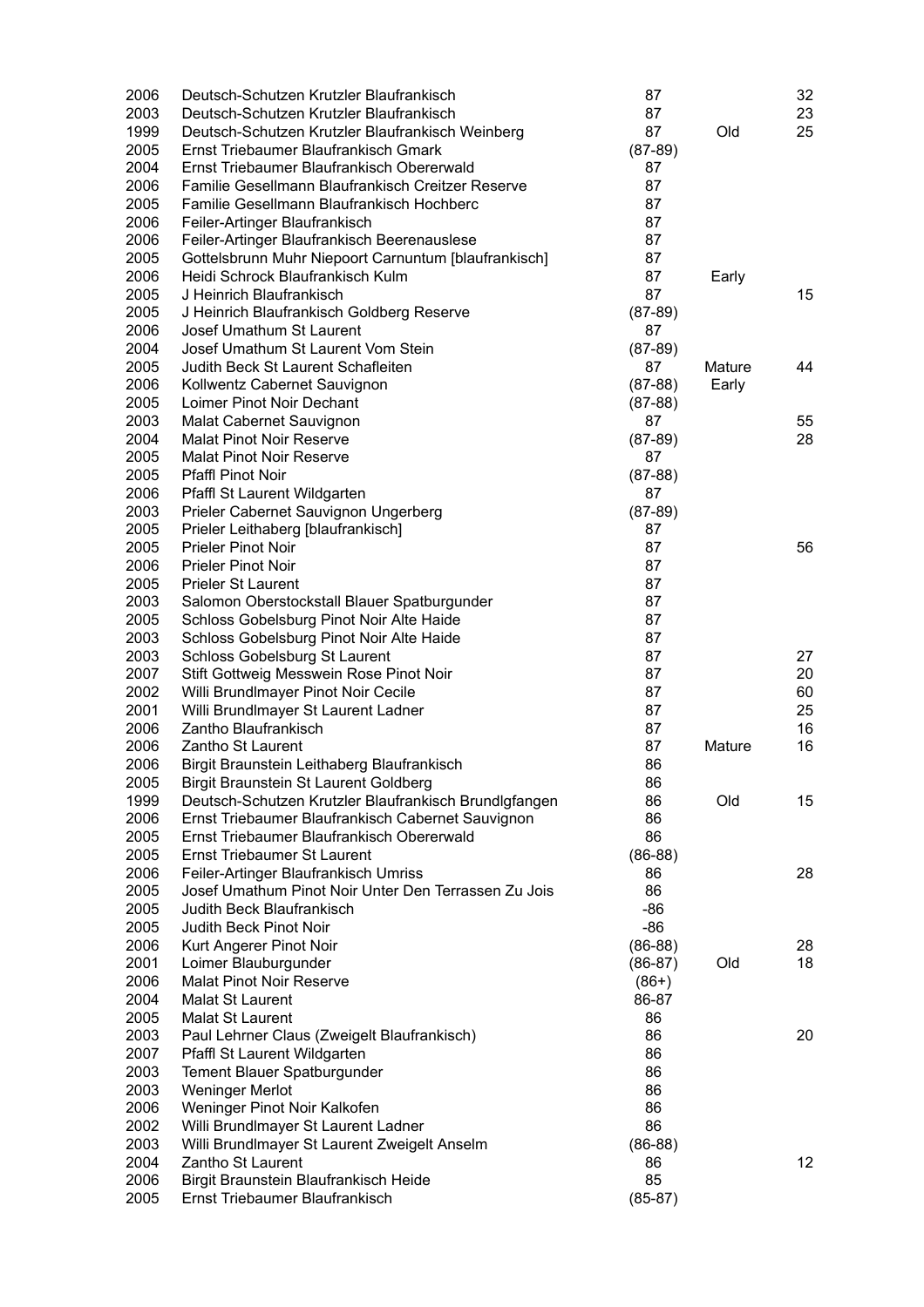| | | | | |
|---|---|---|---|---|
| 2006 | Deutsch-Schutzen Krutzler Blaufrankisch | 87 | | 32 |
| 2003 | Deutsch-Schutzen Krutzler Blaufrankisch | 87 | | 23 |
| 1999 | Deutsch-Schutzen Krutzler Blaufrankisch Weinberg | 87 | Old | 25 |
| 2005 | Ernst Triebaumer Blaufrankisch Gmark | (87-89) | | |
| 2004 | Ernst Triebaumer Blaufrankisch Obererwald | 87 | | |
| 2006 | Familie Gesellmann Blaufrankisch Creitzer Reserve | 87 | | |
| 2005 | Familie Gesellmann Blaufrankisch Hochberc | 87 | | |
| 2006 | Feiler-Artinger Blaufrankisch | 87 | | |
| 2006 | Feiler-Artinger Blaufrankisch Beerenauslese | 87 | | |
| 2005 | Gottelsbrunn Muhr Niepoort Carnuntum [blaufrankisch] | 87 | | |
| 2006 | Heidi Schrock Blaufrankisch Kulm | 87 | Early | |
| 2005 | J Heinrich Blaufrankisch | 87 | | 15 |
| 2005 | J Heinrich Blaufrankisch Goldberg Reserve | (87-89) | | |
| 2006 | Josef Umathum St Laurent | 87 | | |
| 2004 | Josef Umathum St Laurent Vom Stein | (87-89) | | |
| 2005 | Judith Beck St Laurent Schafleiten | 87 | Mature | 44 |
| 2006 | Kollwentz Cabernet Sauvignon | (87-88) | Early | |
| 2005 | Loimer Pinot Noir Dechant | (87-88) | | |
| 2003 | Malat Cabernet Sauvignon | 87 | | 55 |
| 2004 | Malat Pinot Noir Reserve | (87-89) | | 28 |
| 2005 | Malat Pinot Noir Reserve | 87 | | |
| 2005 | Pfaffl Pinot Noir | (87-88) | | |
| 2006 | Pfaffl St Laurent Wildgarten | 87 | | |
| 2003 | Prieler Cabernet Sauvignon Ungerberg | (87-89) | | |
| 2005 | Prieler Leithaberg [blaufrankisch] | 87 | | |
| 2005 | Prieler Pinot Noir | 87 | | 56 |
| 2006 | Prieler Pinot Noir | 87 | | |
| 2005 | Prieler St Laurent | 87 | | |
| 2003 | Salomon Oberstockstall Blauer Spatburgunder | 87 | | |
| 2005 | Schloss Gobelsburg Pinot Noir Alte Haide | 87 | | |
| 2003 | Schloss Gobelsburg Pinot Noir Alte Haide | 87 | | |
| 2003 | Schloss Gobelsburg St Laurent | 87 | | 27 |
| 2007 | Stift Gottweig Messwein Rose Pinot Noir | 87 | | 20 |
| 2002 | Willi Brundlmayer Pinot Noir Cecile | 87 | | 60 |
| 2001 | Willi Brundlmayer St Laurent Ladner | 87 | | 25 |
| 2006 | Zantho Blaufrankisch | 87 | | 16 |
| 2006 | Zantho St Laurent | 87 | Mature | 16 |
| 2006 | Birgit Braunstein Leithaberg Blaufrankisch | 86 | | |
| 2005 | Birgit Braunstein St Laurent Goldberg | 86 | | |
| 1999 | Deutsch-Schutzen Krutzler Blaufrankisch Brundlgfangen | 86 | Old | 15 |
| 2006 | Ernst Triebaumer Blaufrankisch Cabernet Sauvignon | 86 | | |
| 2005 | Ernst Triebaumer Blaufrankisch Obererwald | 86 | | |
| 2005 | Ernst Triebaumer St Laurent | (86-88) | | |
| 2006 | Feiler-Artinger Blaufrankisch Umriss | 86 | | 28 |
| 2005 | Josef Umathum Pinot Noir Unter Den Terrassen Zu Jois | 86 | | |
| 2005 | Judith Beck Blaufrankisch | -86 | | |
| 2005 | Judith Beck Pinot Noir | -86 | | |
| 2006 | Kurt Angerer Pinot Noir | (86-88) | | 28 |
| 2001 | Loimer Blauburgunder | (86-87) | Old | 18 |
| 2006 | Malat Pinot Noir Reserve | (86+) | | |
| 2004 | Malat St Laurent | 86-87 | | |
| 2005 | Malat St Laurent | 86 | | |
| 2003 | Paul Lehrner Claus (Zweigelt Blaufrankisch) | 86 | | 20 |
| 2007 | Pfaffl St Laurent Wildgarten | 86 | | |
| 2003 | Tement Blauer Spatburgunder | 86 | | |
| 2003 | Weninger Merlot | 86 | | |
| 2006 | Weninger Pinot Noir Kalkofen | 86 | | |
| 2002 | Willi Brundlmayer St Laurent Ladner | 86 | | |
| 2003 | Willi Brundlmayer St Laurent Zweigelt Anselm | (86-88) | | |
| 2004 | Zantho St Laurent | 86 | | 12 |
| 2006 | Birgit Braunstein Blaufrankisch Heide | 85 | | |
| 2005 | Ernst Triebaumer Blaufrankisch | (85-87) | | |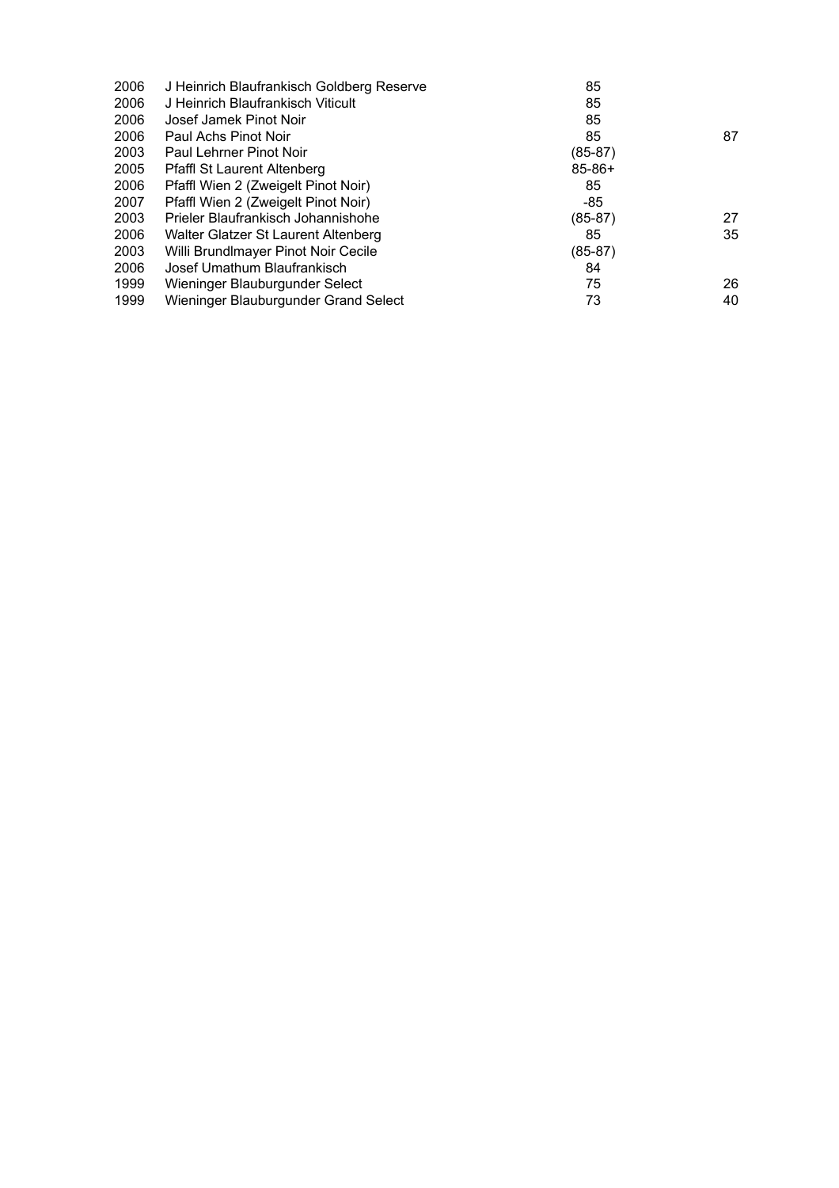| | | | |
|---|---|---|---|
| 2006 | J Heinrich Blaufrankisch Goldberg Reserve | 85 | |
| 2006 | J Heinrich Blaufrankisch Viticult | 85 | |
| 2006 | Josef Jamek Pinot Noir | 85 | |
| 2006 | Paul Achs Pinot Noir | 85 | 87 |
| 2003 | Paul Lehrner Pinot Noir | (85-87) | |
| 2005 | Pfaffl St Laurent Altenberg | 85-86+ | |
| 2006 | Pfaffl Wien 2 (Zweigelt Pinot Noir) | 85 | |
| 2007 | Pfaffl Wien 2 (Zweigelt Pinot Noir) | -85 | |
| 2003 | Prieler Blaufrankisch Johannishohe | (85-87) | 27 |
| 2006 | Walter Glatzer St Laurent Altenberg | 85 | 35 |
| 2003 | Willi Brundlmayer Pinot Noir Cecile | (85-87) | |
| 2006 | Josef Umathum Blaufrankisch | 84 | |
| 1999 | Wieninger Blauburgunder Select | 75 | 26 |
| 1999 | Wieninger Blauburgunder Grand Select | 73 | 40 |